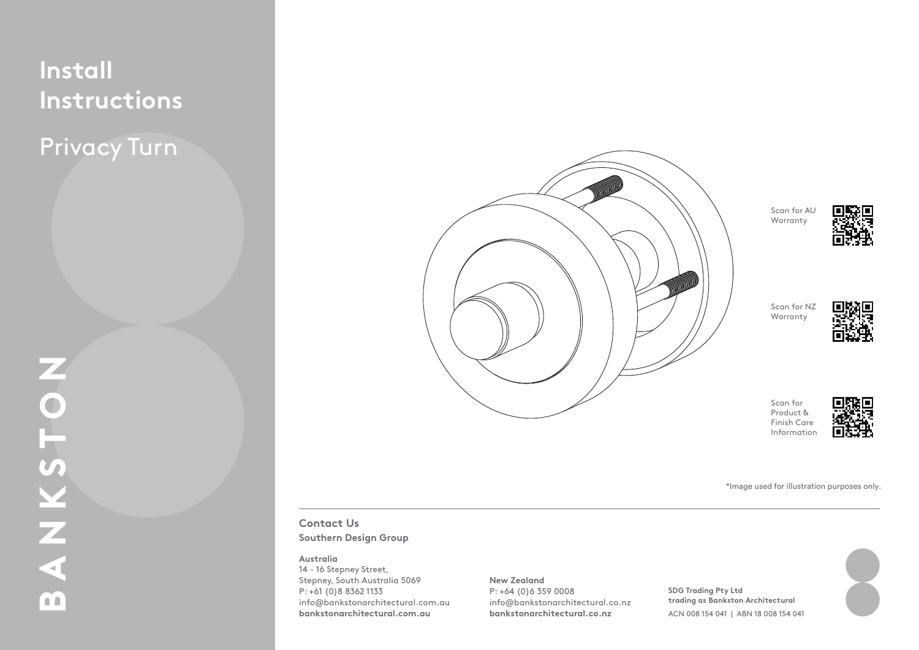# Install Instructions

## Privacy Turn

BANKSTON

Scan for AU Warranty

Scan for NZ Warranty

Scan for Product & Finish Care Information

*Image used for illustration purposes only.

**Contact Us**

**Southern Design Group**

**Australia**
14 - 16 Stepney Street,
Stepney, South Australia 5069
P: +61 (0)8 8362 1133
info@bankstonarchitectural.com.au
**bankstonarchitectural.com.au**

**New Zealand**
P: +64 (0)6 359 0008
info@bankstonarchitectural.co.nz
**bankstonarchitectural.co.nz**

**SDG Trading Pty Ltd**
**trading as Bankston Architectural**
ACN 008 154 041 | ABN 18 008 154 041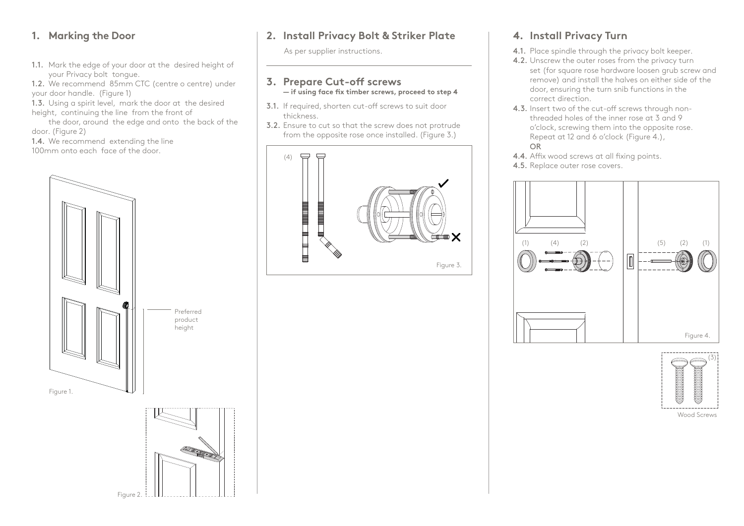## 1. Marking the Door

1.1. Mark the edge of your door at the desired height of your Privacy bolt tongue.

1.2. We recommend 85mm CTC (centre o centre) under your door handle. (Figure 1)

1.3. Using a spirit level, mark the door at the desired height, continuing the line from the front of the door, around the edge and onto the back of the door. (Figure 2)

1.4. We recommend extending the line 100mm onto each face of the door.

Preferred product height

Figure 1.

Figure 2.

## 2. Install Privacy Bolt & Striker Plate

As per supplier instructions.

## 3. Prepare Cut-off screws

**— if using face fix timber screws, proceed to step 4**

3.1. If required, shorten cut-off screws to suit door thickness.

3.2. Ensure to cut so that the screw does not protrude from the opposite rose once installed. (Figure 3.)

(4)

Figure 3.

## 4. Install Privacy Turn

4.1. Place spindle through the privacy bolt keeper.

4.2. Unscrew the outer roses from the privacy turn set (for square rose hardware loosen grub screw and remove) and install the halves on either side of the door, ensuring the turn snib functions in the correct direction.

4.3. Insert two of the cut-off screws through non-threaded holes of the inner rose at 3 and 9 o'clock, screwing them into the opposite rose. Repeat at 12 and 6 o'clock (Figure 4.),
OR

4.4. Affix wood screws at all fixing points.

4.5. Replace outer rose covers.

(1) (4) (2) (5) (2) (1)

Figure 4.

(3)

Wood Screws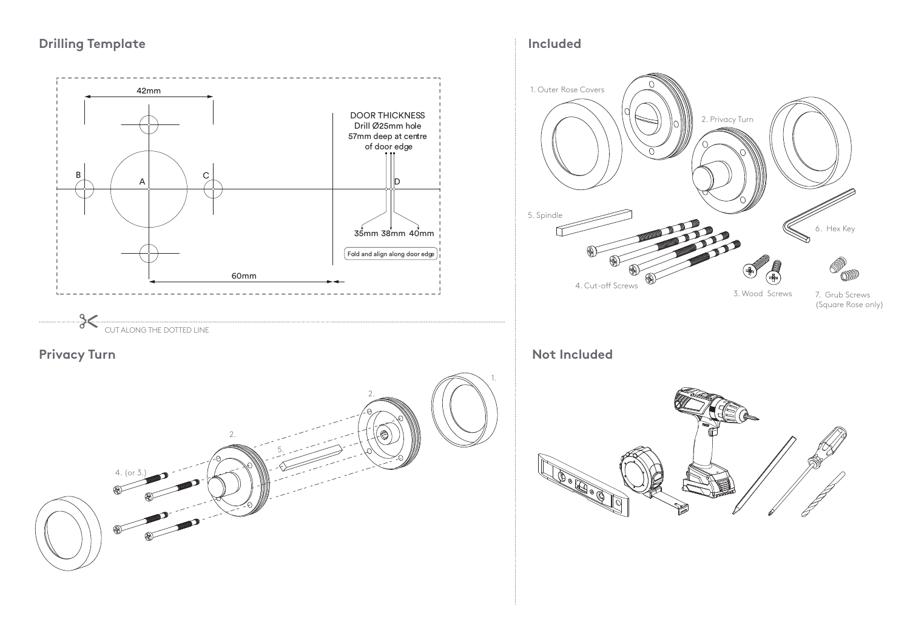## Drilling Template

42mm

DOOR THICKNESS
Drill Ø25mm hole
57mm deep at centre
of door edge

B

A

C

D

35mm 38mm 40mm

Fold and align along door edge

60mm

CUT ALONG THE DOTTED LINE

## Privacy Turn

1.

2.

5.

2.

4. (or 3.)

## Included

1. Outer Rose Covers

2. Privacy Turn

5. Spindle

6. Hex Key

4. Cut-off Screws

3. Wood Screws

7. Grub Screws
(Square Rose only)

## Not Included